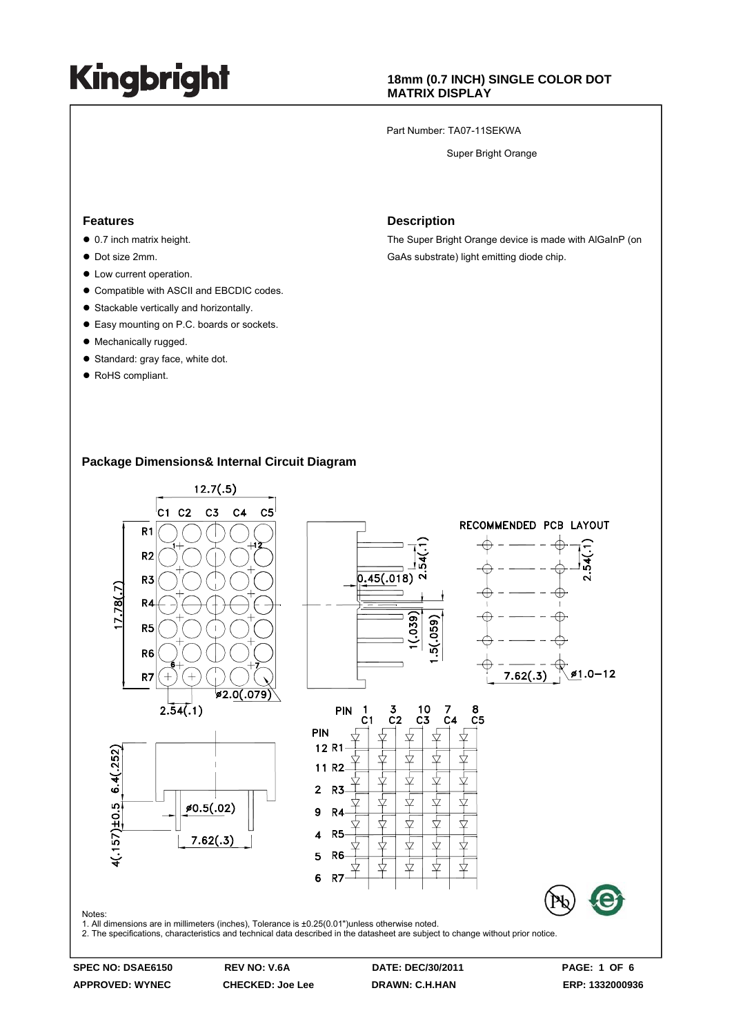# Kingbright

**18mm (0.7 INCH) SINGLE COLOR DOT MATRIX DISPLAY**

Part Number: TA07-11SEKWA

Super Bright Orange

## Features

- 0.7 inch matrix height.
- Dot size 2mm.
- Low current operation.
- Compatible with ASCII and EBCDIC codes.
- Stackable vertically and horizontally.
- Easy mounting on P.C. boards or sockets.
- Mechanically rugged.
- Standard: gray face, white dot.
- RoHS compliant.

## Description

The Super Bright Orange device is made with AlGaInP (on GaAs substrate) light emitting diode chip.

## Package Dimensions& Internal Circuit Diagram

Notes:

1. All dimensions are in millimeters (inches), Tolerance is ±0.25(0.01")unless otherwise noted.
2. The specifications, characteristics and technical data described in the datasheet are subject to change without prior notice.

| SPEC NO: DSAE6150 | REV NO: V.6A | DATE: DEC/30/2011 | ERP: 1332000936 |
| --- | --- | --- | --- |
| APPROVED: WYNEC | CHECKED: Joe Lee | DRAWN: C.H.HAN | |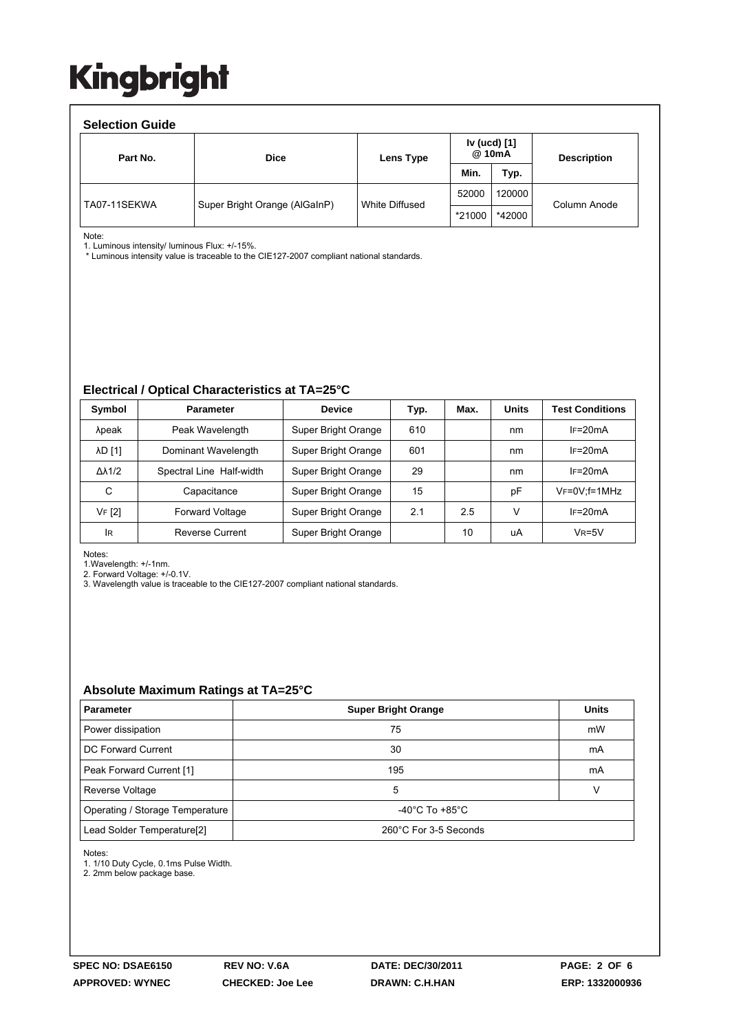# Kingbright

## Selection Guide

| Part No. | Dice | Lens Type | Iv (ucd) [1] @ 10mA | | Description |
|---|---|---|---|---|---|
| | | | Min. | Typ. | |
| TA07-11SEKWA | Super Bright Orange (AlGaInP) | White Diffused | 52000 | 120000 | Column Anode |
| | | | *21000 | *42000 | |

Note:
1. Luminous intensity/ luminous Flux: +/-15%.
 * Luminous intensity value is traceable to the CIE127-2007 compliant national standards.

## Electrical / Optical Characteristics at TA=25°C

| Symbol | Parameter | Device | Typ. | Max. | Units | Test Conditions |
|---|---|---|---|---|---|---|
| λpeak | Peak Wavelength | Super Bright Orange | 610 | | nm | $I_F$=20mA |
| λD [1] | Dominant Wavelength | Super Bright Orange | 601 | | nm | $I_F$=20mA |
| Δλ1/2 | Spectral Line Half-width | Super Bright Orange | 29 | | nm | $I_F$=20mA |
| C | Capacitance | Super Bright Orange | 15 | | pF | $V_F$=0V;f=1MHz |
| $V_F$ [2] | Forward Voltage | Super Bright Orange | 2.1 | 2.5 | V | $I_F$=20mA |
| $I_R$ | Reverse Current | Super Bright Orange | | 10 | uA | $V_R$=5V |

Notes:
1.Wavelength: +/-1nm.
2. Forward Voltage: +/-0.1V.
3. Wavelength value is traceable to the CIE127-2007 compliant national standards.

## Absolute Maximum Ratings at TA=25°C

| Parameter | Super Bright Orange | Units |
|---|---|---|
| Power dissipation | 75 | mW |
| DC Forward Current | 30 | mA |
| Peak Forward Current [1] | 195 | mA |
| Reverse Voltage | 5 | V |
| Operating / Storage Temperature | -40°C To +85°C | |
| Lead Solder Temperature[2] | 260°C For 3-5 Seconds | |

Notes:
1. 1/10 Duty Cycle, 0.1ms Pulse Width.
2. 2mm below package base.

SPEC NO: DSAE6150 | REV NO: V.6A | DATE: DEC/30/2011 | APPROVED: WYNEC | CHECKED: Joe Lee | DRAWN: C.H.HAN | ERP: 1332000936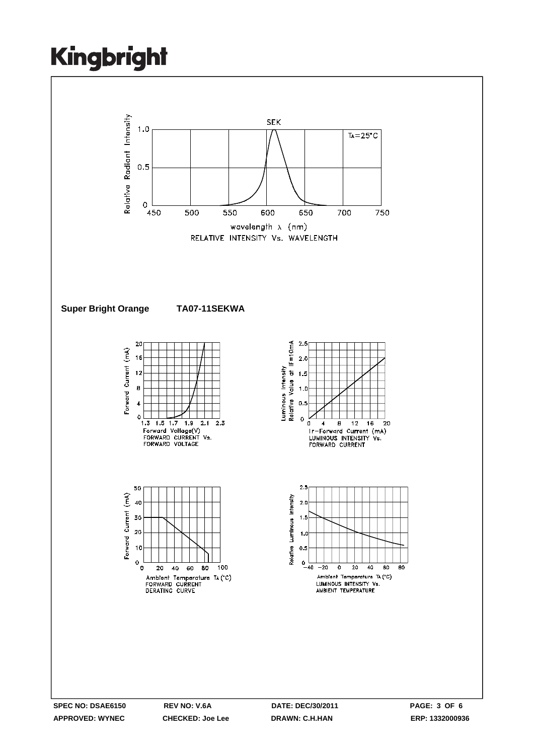SEK

$T_A=25°C$

Relative Radiant Intensity

wavelength λ (nm)

RELATIVE INTENSITY Vs. WAVELENGTH

**Super Bright Orange TA07-11SEKWA**

Forward Current (mA)

Forward Voltage(V)

FORWARD CURRENT Vs. FORWARD VOLTAGE

Luminous Intensity Relative Value at IF=10mA

IF-Forward Current (mA)

LUMINOUS INTENSITY Vs. FORWARD CURRENT

Forward Current (mA)

Ambient Temperature $T_A$ (°C)

FORWARD CURRENT DERATING CURVE

Relative Luminous Intensity

Ambient Temperature $T_A$ (°C)

LUMINOUS INTENSITY Vs. AMBIENT TEMPERATURE

**SPEC NO: DSAE6150** **REV NO: V.6A** **DATE: DEC/30/2011**

**APPROVED: WYNEC** **CHECKED: Joe Lee** **DRAWN: C.H.HAN** **ERP: 1332000936**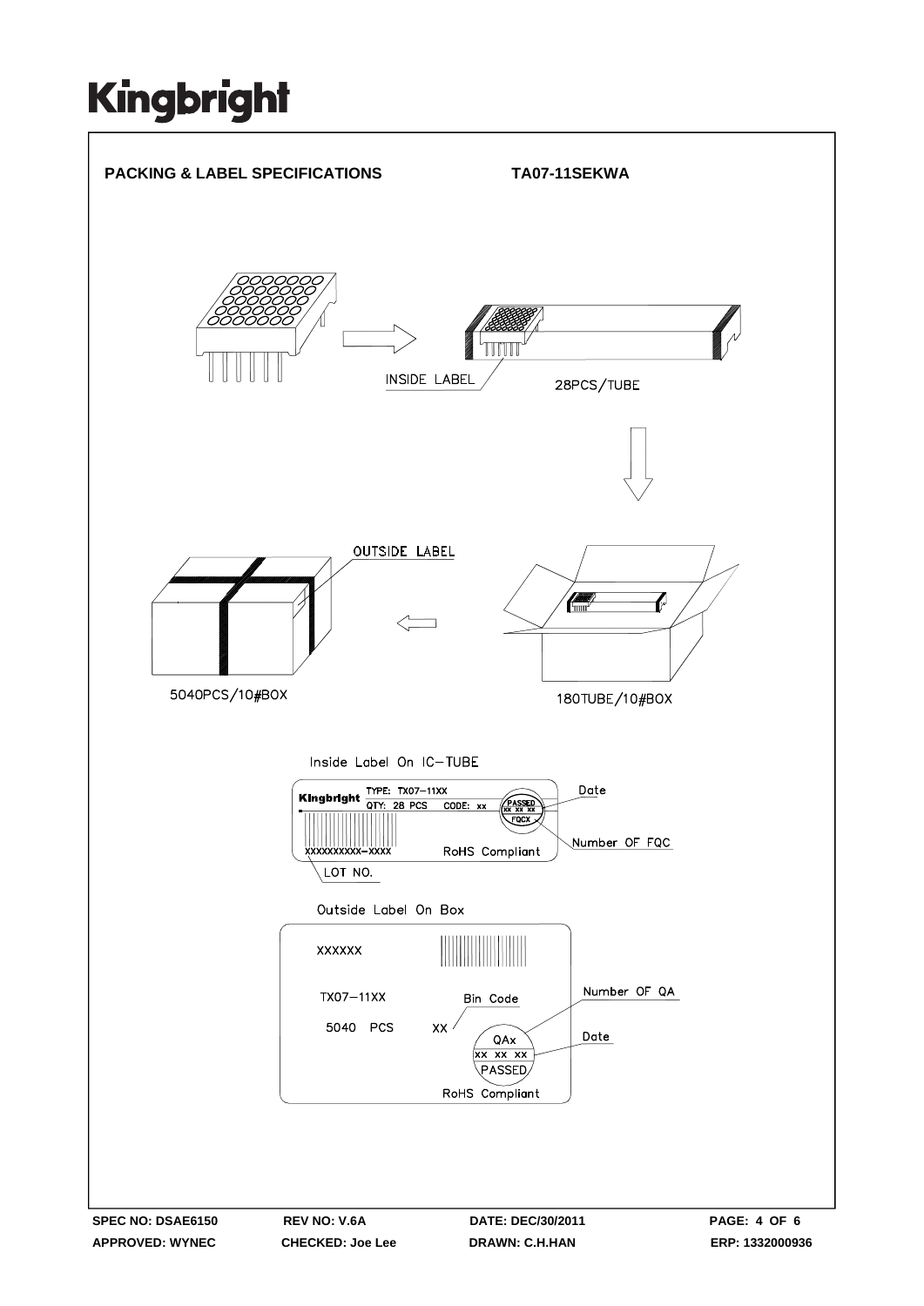## PACKING & LABEL SPECIFICATIONS TA07-11SEKWA

INSIDE LABEL

28PCS/TUBE

OUTSIDE LABEL

5040PCS/10#BOX

180TUBE/10#BOX

Inside Label On IC-TUBE

Kingbright TYPE: TX07-11XX
QTY: 28 PCS CODE: xx

PASSED
XX XX XX
FQCX

XXXXXXXXXX-XXXX RoHS Compliant

Date

Number OF FQC

LOT NO.

Outside Label On Box

XXXXXX

TX07-11XX Bin Code

5040 PCS XX

QAx
XX XX XX
PASSED

RoHS Compliant

Number OF QA

Date

SPEC NO: DSAE6150 REV NO: V.6A DATE: DEC/30/2011

APPROVED: WYNEC CHECKED: Joe Lee DRAWN: C.H.HAN ERP: 1332000936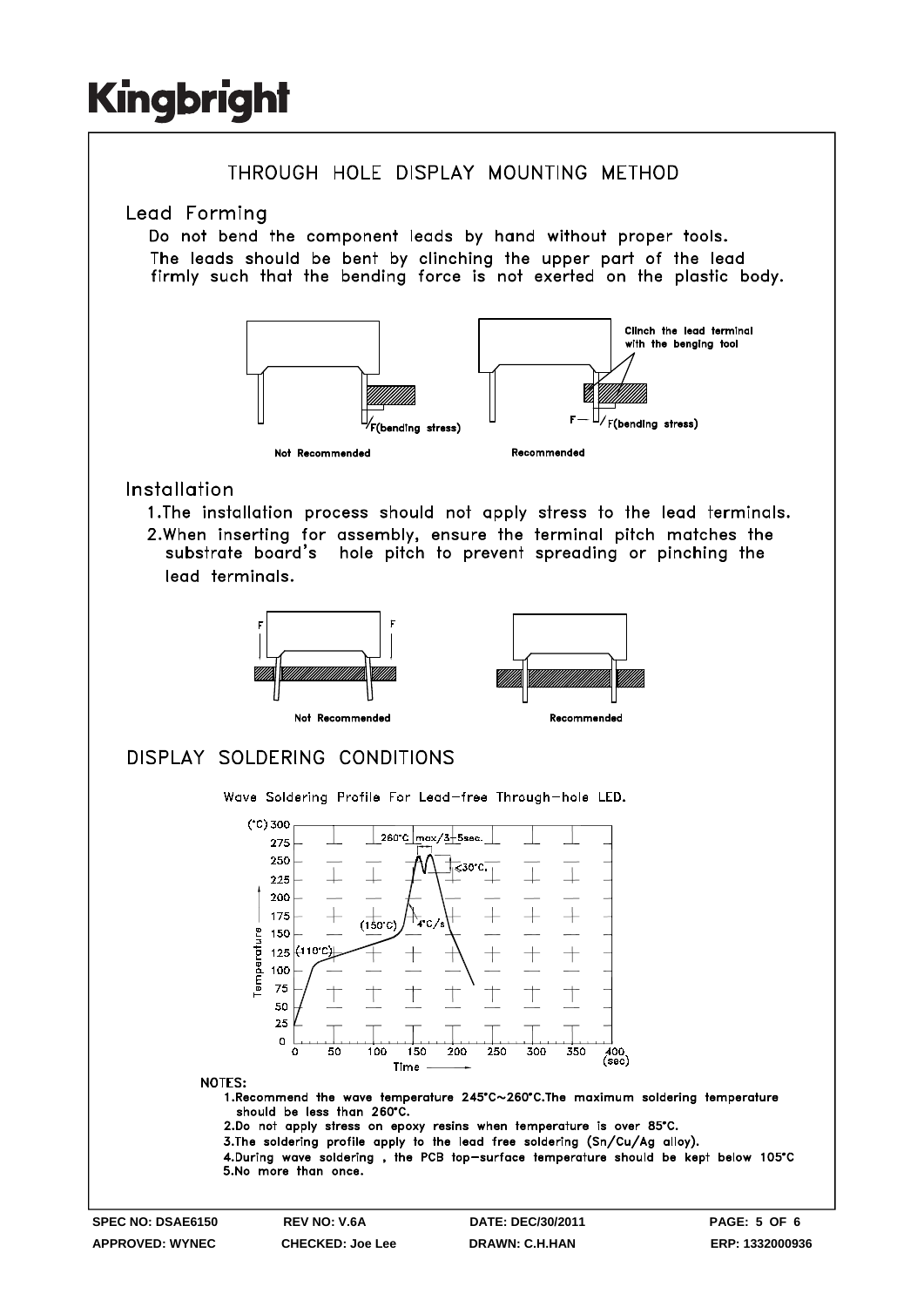# THROUGH HOLE DISPLAY MOUNTING METHOD

## Lead Forming

Do not bend the component leads by hand without proper tools.
The leads should be bent by clinching the upper part of the lead firmly such that the bending force is not exerted on the plastic body.

F(bending stress)

Not Recommended

Clinch the lead terminal with the benging tool

F— F(bending stress)

Recommended

## Installation

1. The installation process should not apply stress to the lead terminals.
2. When inserting for assembly, ensure the terminal pitch matches the substrate board's hole pitch to prevent spreading or pinching the lead terminals.

F F

Not Recommended

Recommended

# DISPLAY SOLDERING CONDITIONS

Wave Soldering Profile For Lead-free Through-hole LED.

(°C) Temperature — Time (sec)

260°C max/3~5sec.

≤30°C.

4°C/s

(150°C)

(110°C)

NOTES:

1. Recommend the wave temperature 245°C~260°C. The maximum soldering temperature should be less than 260°C.
2. Do not apply stress on epoxy resins when temperature is over 85°C.
3. The soldering profile apply to the lead free soldering (Sn/Cu/Ag alloy).
4. During wave soldering, the PCB top-surface temperature should be kept below 105°C
5. No more than once.

| SPEC NO: DSAE6150 | REV NO: V.6A | DATE: DEC/30/2011 | |
|---|---|---|---|
| APPROVED: WYNEC | CHECKED: Joe Lee | DRAWN: C.H.HAN | ERP: 1332000936 |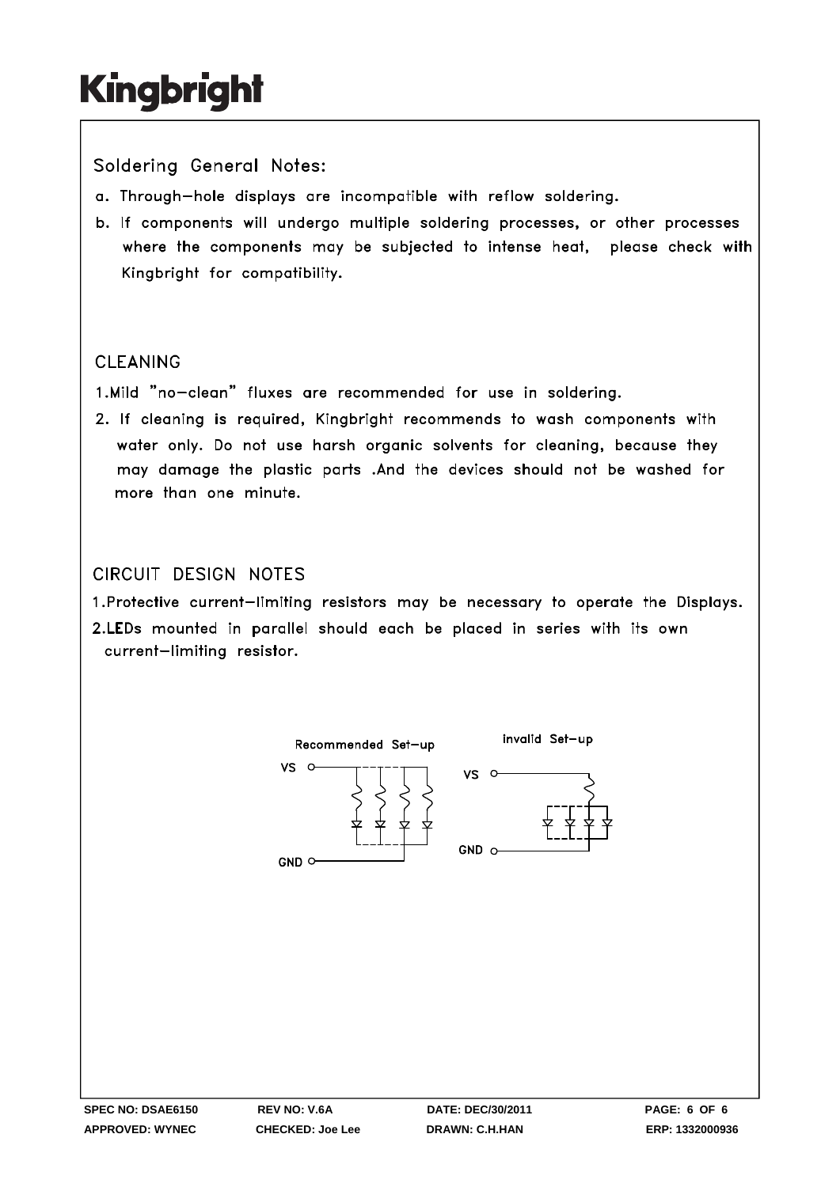# Kingbright

## Soldering General Notes:

a. Through–hole displays are incompatible with reflow soldering.

b. If components will undergo multiple soldering processes, or other processes where the components may be subjected to intense heat, please check with Kingbright for compatibility.

## CLEANING

1. Mild "no–clean" fluxes are recommended for use in soldering.
2. If cleaning is required, Kingbright recommends to wash components with water only. Do not use harsh organic solvents for cleaning, because they may damage the plastic parts .And the devices should not be washed for more than one minute.

## CIRCUIT DESIGN NOTES

1. Protective current–limiting resistors may be necessary to operate the Displays.
2. LEDs mounted in parallel should each be placed in series with its own current–limiting resistor.

Recommended Set–up

VS

GND

invalid Set–up

VS

GND